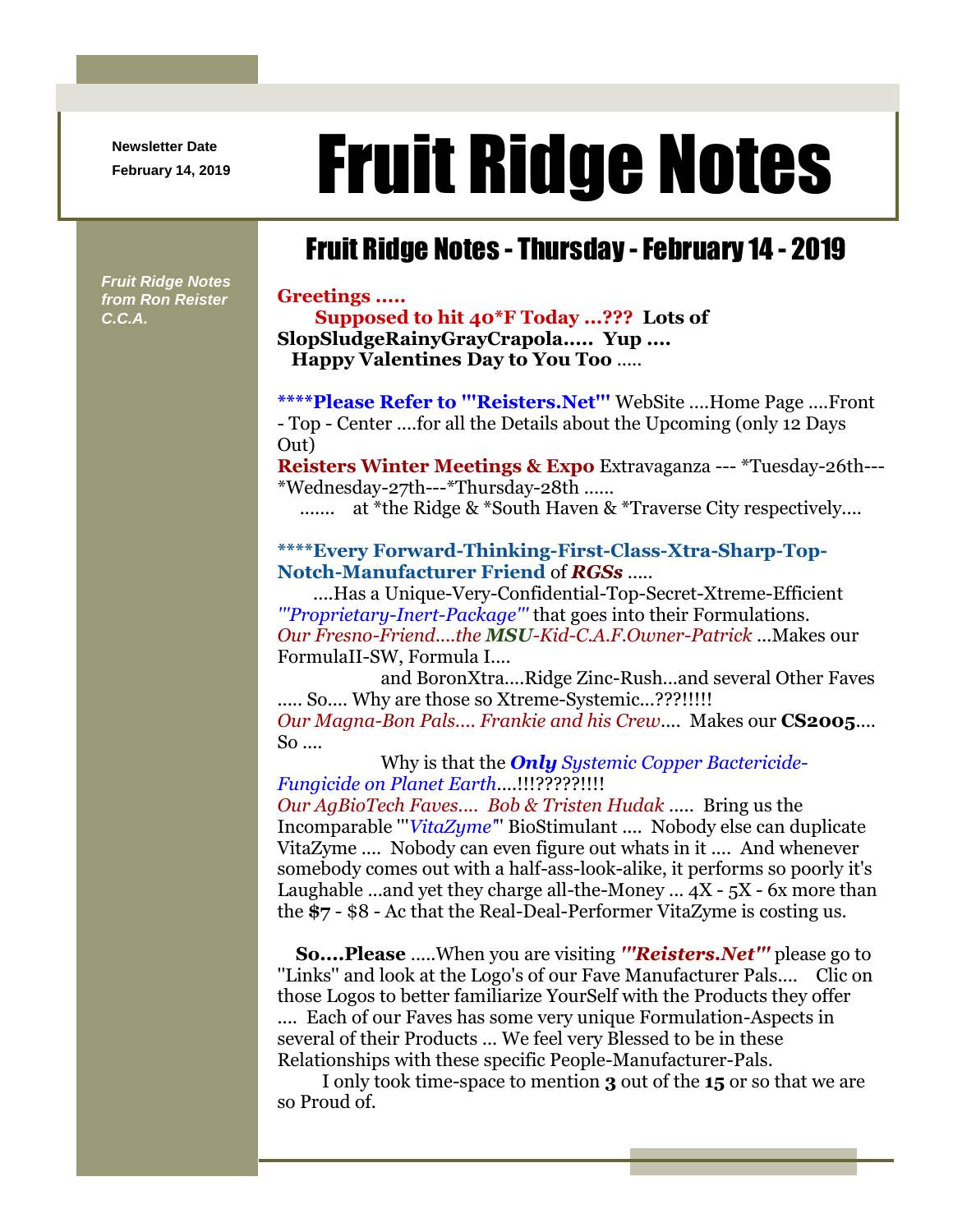Newsletter Date

February 14, 2019

# Fruit Ridge Notes

*Fruit Ridge Notes from Ron Reister C.C.A.*

## Fruit Ridge Notes - Thursday - February 14 - 2019

**Greetings .....**

**Supposed to hit 40*F Today ...???  Lots of SlopSludgeRainyGrayCrapola.....  Yup ....**

**Happy Valentines Day to You Too** .....

**\*\*\*\*Please Refer to '''Reisters.Net'''** WebSite ....Home Page ....Front - Top - Center ....for all the Details about the Upcoming (only 12 Days Out)

**Reisters Winter Meetings & Expo** Extravaganza --- *Tuesday-26th---*Wednesday-27th---*Thursday-28th ......

....... at *the Ridge & *South Haven & *Traverse City respectively....

**\*\*\*\*Every Forward-Thinking-First-Class-Xtra-Sharp-Top-Notch-Manufacturer Friend** of ***RGSs*** .....

....Has a Unique-Very-Confidential-Top-Secret-Xtreme-Efficient *'''Proprietary-Inert-Package'''* that goes into their Formulations.

*Our Fresno-Friend....the **MSU**-Kid-C.A.F.Owner-Patrick* ...Makes our FormulaII-SW, Formula I....

and BoronXtra....Ridge Zinc-Rush...and several Other Faves ..... So.... Why are those so Xtreme-Systemic...???!!!!!

*Our Magna-Bon Pals.... Frankie and his Crew*....  Makes our **CS2005**.... So ....

Why is that the ***Only*** *Systemic Copper Bactericide-Fungicide on Planet Earth*....!!!?????!!!!

*Our AgBioTech Faves....  Bob & Tristen Hudak* .....  Bring us the Incomparable '''*VitaZyme*''' BioStimulant ....  Nobody else can duplicate VitaZyme ....  Nobody can even figure out whats in it ....  And whenever somebody comes out with a half-ass-look-alike, it performs so poorly it's Laughable ...and yet they charge all-the-Money ... 4X - 5X - 6x more than the **$7** - $8 - Ac that the Real-Deal-Performer VitaZyme is costing us.

**So....Please** .....When you are visiting ***'''Reisters.Net'''*** please go to "Links" and look at the Logo's of our Fave Manufacturer Pals....  Clic on those Logos to better familiarize YourSelf with the Products they offer ....  Each of our Faves has some very unique Formulation-Aspects in several of their Products ... We feel very Blessed to be in these Relationships with these specific People-Manufacturer-Pals.

I only took time-space to mention **3** out of the **15** or so that we are so Proud of.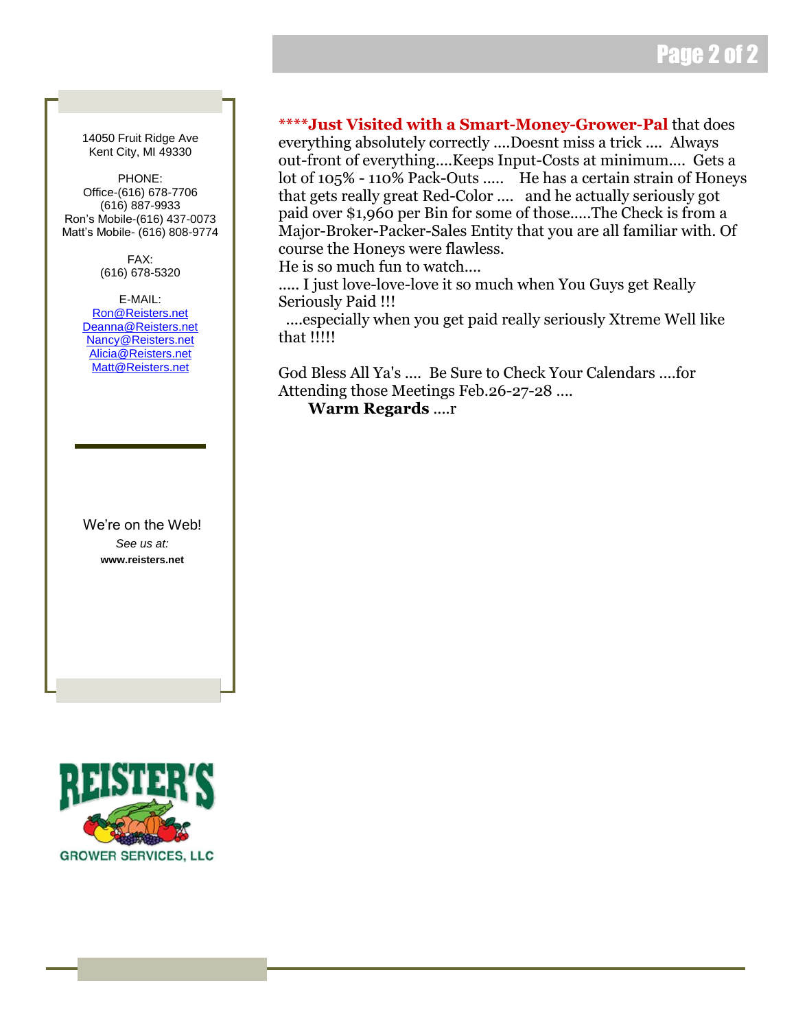14050 Fruit Ridge Ave
Kent City, MI 49330

PHONE:
Office-(616) 678-7706
(616) 887-9933
Ron's Mobile-(616) 437-0073
Matt's Mobile- (616) 808-9774

FAX:
(616) 678-5320

E-MAIL:
Ron@Reisters.net
Deanna@Reisters.net
Nancy@Reisters.net
Alicia@Reisters.net
Matt@Reisters.net

We're on the Web!
*See us at:*
**www.reisters.net**

REISTER'S
GROWER SERVICES, LLC

****Just Visited with a Smart-Money-Grower-Pal** that does everything absolutely correctly ....Doesnt miss a trick .... Always out-front of everything....Keeps Input-Costs at minimum.... Gets a lot of 105% - 110% Pack-Outs ..... He has a certain strain of Honeys that gets really great Red-Color .... and he actually seriously got paid over $1,960 per Bin for some of those.....The Check is from a Major-Broker-Packer-Sales Entity that you are all familiar with. Of course the Honeys were flawless.
He is so much fun to watch....
..... I just love-love-love it so much when You Guys get Really Seriously Paid !!!
....especially when you get paid really seriously Xtreme Well like that !!!!!

God Bless All Ya's .... Be Sure to Check Your Calendars ....for Attending those Meetings Feb.26-27-28 ....
**Warm Regards** ....r